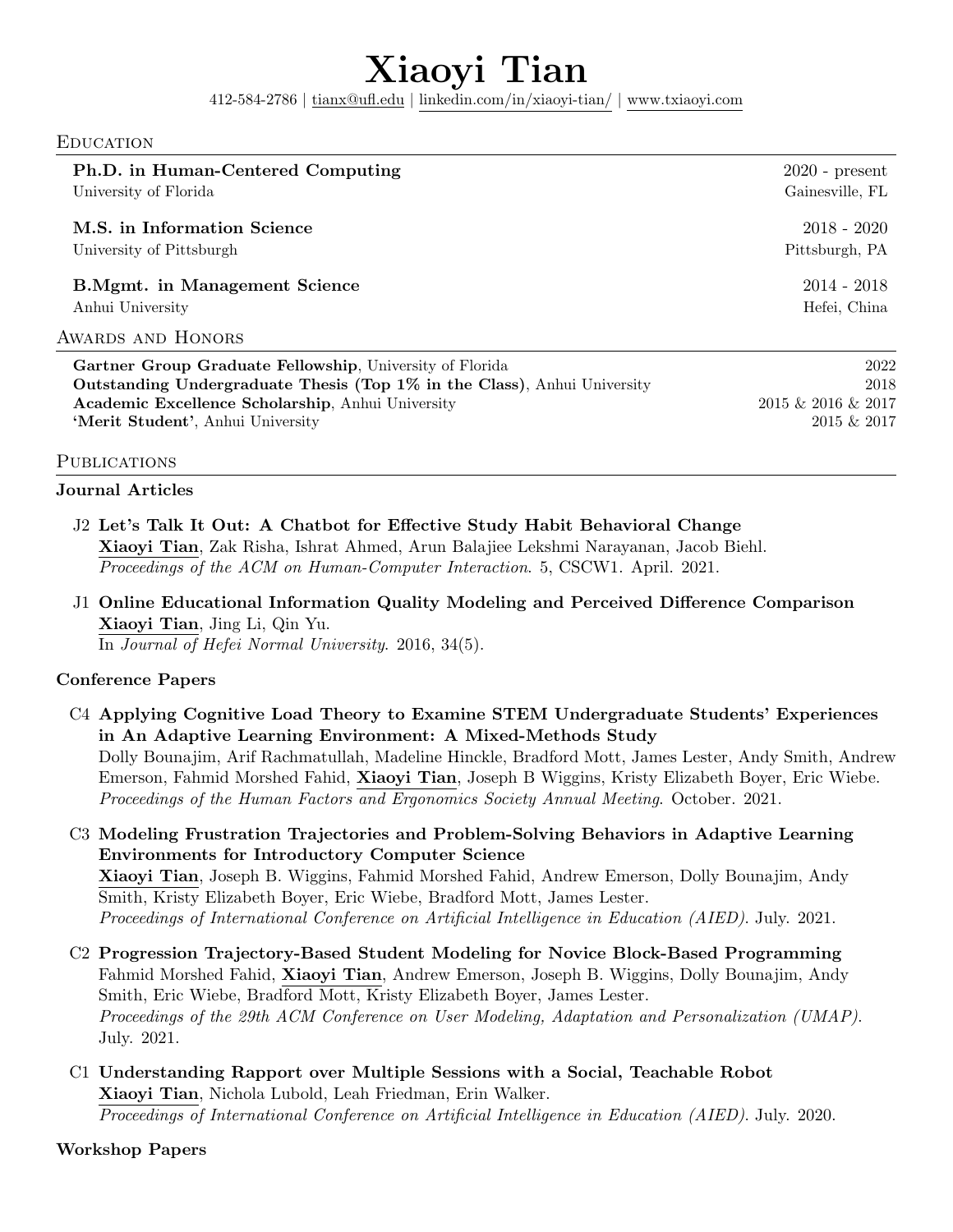# Xiaoyi Tian

412-584-2786 | tianx@ufl.edu | linkedin.com/in/xiaoyi-tian/ | www.txiaoyi.com

## Education

**Ph.D. in Human-Centered Computing** — 2020 - present
University of Florida — Gainesville, FL

**M.S. in Information Science** — 2018 - 2020
University of Pittsburgh — Pittsburgh, PA

**B.Mgmt. in Management Science** — 2014 - 2018
Anhui University — Hefei, China

## Awards and Honors

- **Gartner Group Graduate Fellowship**, University of Florida — 2022
- **Outstanding Undergraduate Thesis (Top 1% in the Class)**, Anhui University — 2018
- **Academic Excellence Scholarship**, Anhui University — 2015 & 2016 & 2017
- **'Merit Student'**, Anhui University — 2015 & 2017

## Publications

### Journal Articles

J2 **Let's Talk It Out: A Chatbot for Effective Study Habit Behavioral Change**
**Xiaoyi Tian**, Zak Risha, Ishrat Ahmed, Arun Balajiee Lekshmi Narayanan, Jacob Biehl.
*Proceedings of the ACM on Human-Computer Interaction*. 5, CSCW1. April. 2021.

J1 **Online Educational Information Quality Modeling and Perceived Difference Comparison**
**Xiaoyi Tian**, Jing Li, Qin Yu.
In *Journal of Hefei Normal University*. 2016, 34(5).

### Conference Papers

C4 **Applying Cognitive Load Theory to Examine STEM Undergraduate Students' Experiences in An Adaptive Learning Environment: A Mixed-Methods Study**
Dolly Bounajim, Arif Rachmatullah, Madeline Hinckle, Bradford Mott, James Lester, Andy Smith, Andrew Emerson, Fahmid Morshed Fahid, **Xiaoyi Tian**, Joseph B Wiggins, Kristy Elizabeth Boyer, Eric Wiebe.
*Proceedings of the Human Factors and Ergonomics Society Annual Meeting*. October. 2021.

C3 **Modeling Frustration Trajectories and Problem-Solving Behaviors in Adaptive Learning Environments for Introductory Computer Science**
**Xiaoyi Tian**, Joseph B. Wiggins, Fahmid Morshed Fahid, Andrew Emerson, Dolly Bounajim, Andy Smith, Kristy Elizabeth Boyer, Eric Wiebe, Bradford Mott, James Lester.
*Proceedings of International Conference on Artificial Intelligence in Education (AIED)*. July. 2021.

C2 **Progression Trajectory-Based Student Modeling for Novice Block-Based Programming**
Fahmid Morshed Fahid, **Xiaoyi Tian**, Andrew Emerson, Joseph B. Wiggins, Dolly Bounajim, Andy Smith, Eric Wiebe, Bradford Mott, Kristy Elizabeth Boyer, James Lester.
*Proceedings of the 29th ACM Conference on User Modeling, Adaptation and Personalization (UMAP)*. July. 2021.

C1 **Understanding Rapport over Multiple Sessions with a Social, Teachable Robot**
**Xiaoyi Tian**, Nichola Lubold, Leah Friedman, Erin Walker.
*Proceedings of International Conference on Artificial Intelligence in Education (AIED)*. July. 2020.

### Workshop Papers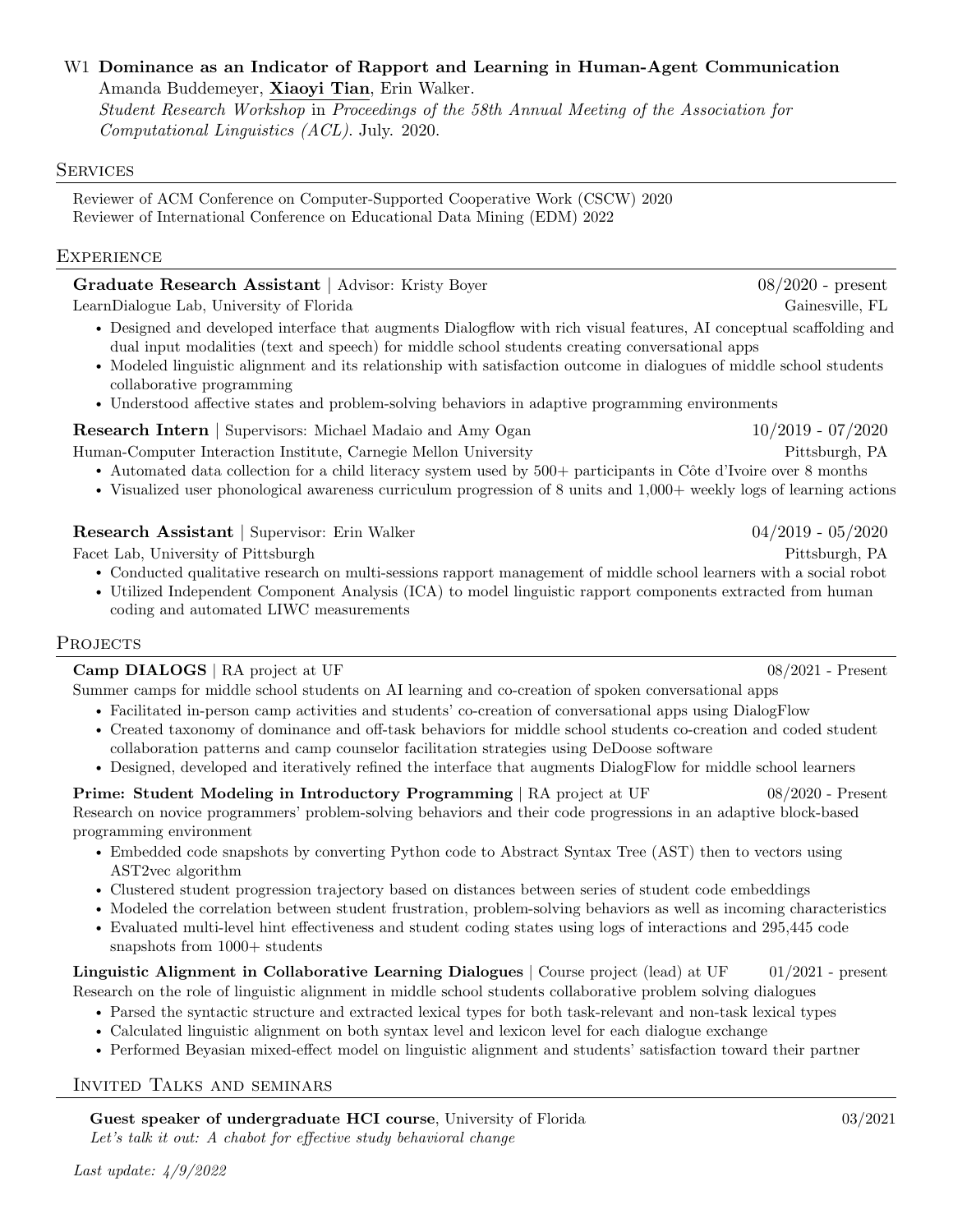W1 **Dominance as an Indicator of Rapport and Learning in Human-Agent Communication**
Amanda Buddemeyer, **Xiaoyi Tian**, Erin Walker.
*Student Research Workshop* in *Proceedings of the 58th Annual Meeting of the Association for Computational Linguistics (ACL)*. July. 2020.

## Services

Reviewer of ACM Conference on Computer-Supported Cooperative Work (CSCW) 2020
Reviewer of International Conference on Educational Data Mining (EDM) 2022

## Experience

**Graduate Research Assistant** | Advisor: Kristy Boyer — 08/2020 - present
LearnDialogue Lab, University of Florida — Gainesville, FL

- Designed and developed interface that augments Dialogflow with rich visual features, AI conceptual scaffolding and dual input modalities (text and speech) for middle school students creating conversational apps
- Modeled linguistic alignment and its relationship with satisfaction outcome in dialogues of middle school students collaborative programming
- Understood affective states and problem-solving behaviors in adaptive programming environments

**Research Intern** | Supervisors: Michael Madaio and Amy Ogan — 10/2019 - 07/2020
Human-Computer Interaction Institute, Carnegie Mellon University — Pittsburgh, PA

- Automated data collection for a child literacy system used by 500+ participants in Côte d'Ivoire over 8 months
- Visualized user phonological awareness curriculum progression of 8 units and 1,000+ weekly logs of learning actions

**Research Assistant** | Supervisor: Erin Walker — 04/2019 - 05/2020
Facet Lab, University of Pittsburgh — Pittsburgh, PA

- Conducted qualitative research on multi-sessions rapport management of middle school learners with a social robot
- Utilized Independent Component Analysis (ICA) to model linguistic rapport components extracted from human coding and automated LIWC measurements

## Projects

**Camp DIALOGS** | RA project at UF — 08/2021 - Present
Summer camps for middle school students on AI learning and co-creation of spoken conversational apps

- Facilitated in-person camp activities and students' co-creation of conversational apps using DialogFlow
- Created taxonomy of dominance and off-task behaviors for middle school students co-creation and coded student collaboration patterns and camp counselor facilitation strategies using DeDoose software
- Designed, developed and iteratively refined the interface that augments DialogFlow for middle school learners

**Prime: Student Modeling in Introductory Programming** | RA project at UF — 08/2020 - Present
Research on novice programmers' problem-solving behaviors and their code progressions in an adaptive block-based programming environment

- Embedded code snapshots by converting Python code to Abstract Syntax Tree (AST) then to vectors using AST2vec algorithm
- Clustered student progression trajectory based on distances between series of student code embeddings
- Modeled the correlation between student frustration, problem-solving behaviors as well as incoming characteristics
- Evaluated multi-level hint effectiveness and student coding states using logs of interactions and 295,445 code snapshots from 1000+ students

**Linguistic Alignment in Collaborative Learning Dialogues** | Course project (lead) at UF — 01/2021 - present
Research on the role of linguistic alignment in middle school students collaborative problem solving dialogues

- Parsed the syntactic structure and extracted lexical types for both task-relevant and non-task lexical types
- Calculated linguistic alignment on both syntax level and lexicon level for each dialogue exchange
- Performed Beyasian mixed-effect model on linguistic alignment and students' satisfaction toward their partner

## Invited Talks and seminars

**Guest speaker of undergraduate HCI course**, University of Florida — 03/2021
*Let's talk it out: A chabot for effective study behavioral change*

*Last update: 4/9/2022*